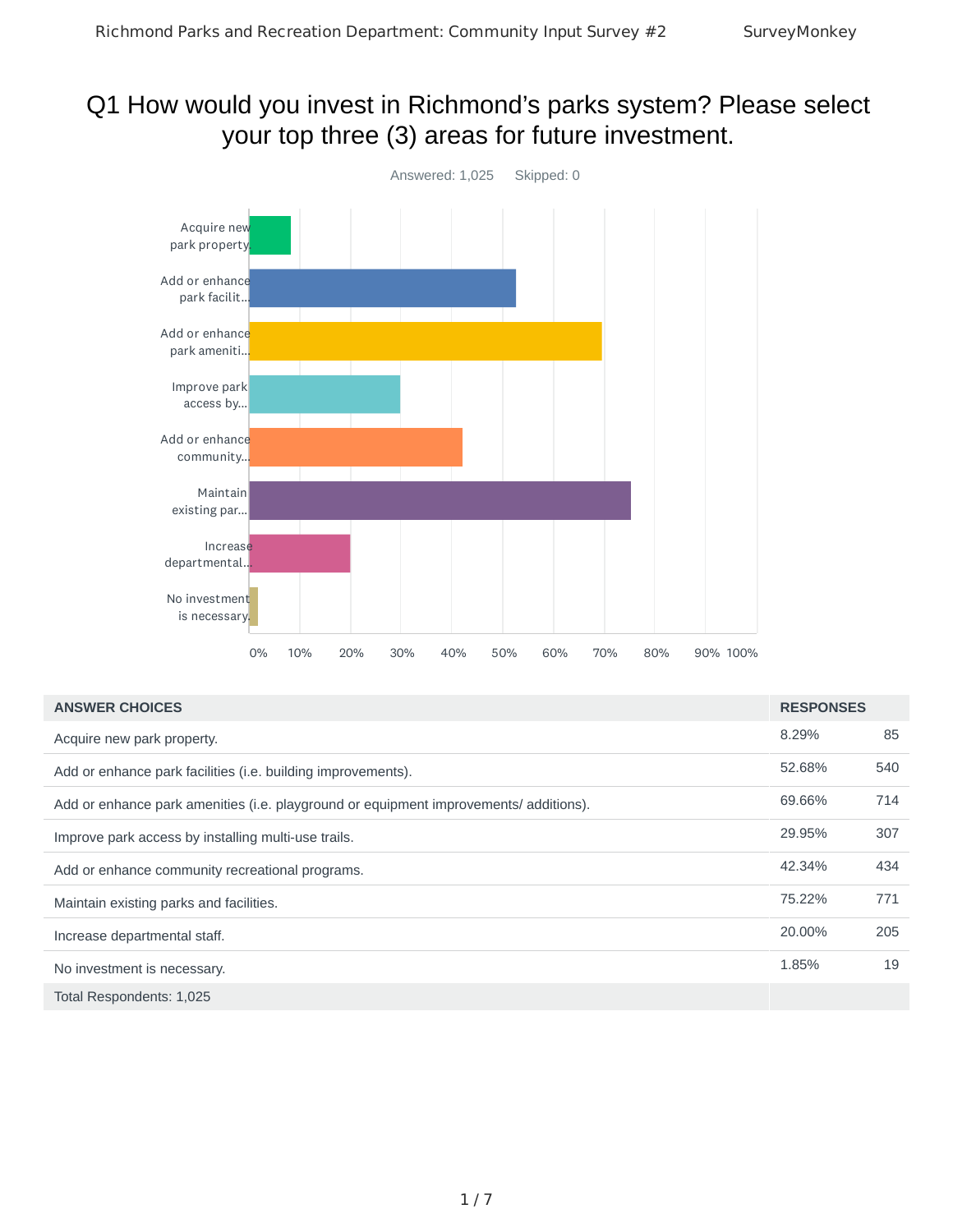# Q1 How would you invest in Richmond's parks system? Please select your top three (3) areas for future investment.

Answered: 1,025    Skipped: 0

| ANSWER CHOICES | RESPONSES | |
|---|---|---|
| Acquire new park property. | 8.29% | 85 |
| Add or enhance park facilities (i.e. building improvements). | 52.68% | 540 |
| Add or enhance park amenities (i.e. playground or equipment improvements/ additions). | 69.66% | 714 |
| Improve park access by installing multi-use trails. | 29.95% | 307 |
| Add or enhance community recreational programs. | 42.34% | 434 |
| Maintain existing parks and facilities. | 75.22% | 771 |
| Increase departmental staff. | 20.00% | 205 |
| No investment is necessary. | 1.85% | 19 |
| Total Respondents: 1,025 | | |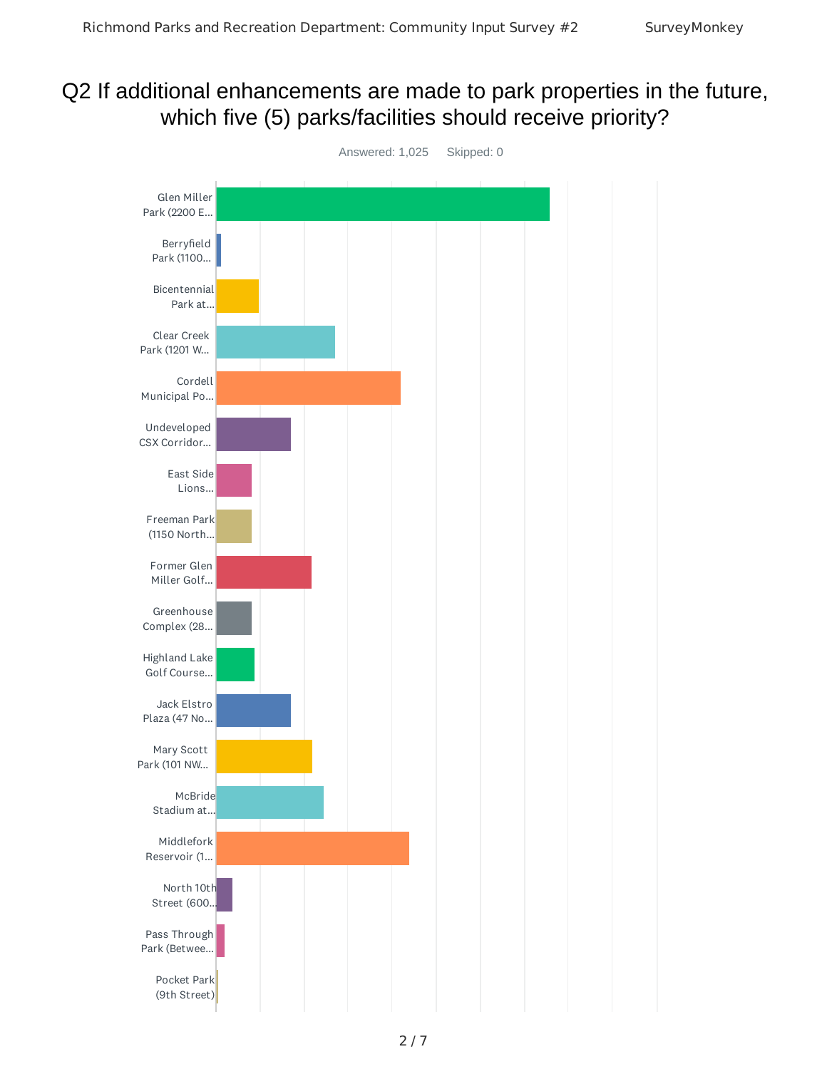# Q2 If additional enhancements are made to park properties in the future, which five (5) parks/facilities should receive priority?

Answered: 1,025 Skipped: 0

- Glen Miller Park (2200 E...
- Berryfield Park (1100...
- Bicentennial Park at...
- Clear Creek Park (1201 W...
- Cordell Municipal Po...
- Undeveloped CSX Corridor...
- East Side Lions...
- Freeman Park (1150 North...
- Former Glen Miller Golf...
- Greenhouse Complex (28...
- Highland Lake Golf Course...
- Jack Elstro Plaza (47 No...
- Mary Scott Park (101 NW...
- McBride Stadium at...
- Middlefork Reservoir (1...
- North 10th Street (600...
- Pass Through Park (Betwee...
- Pocket Park (9th Street)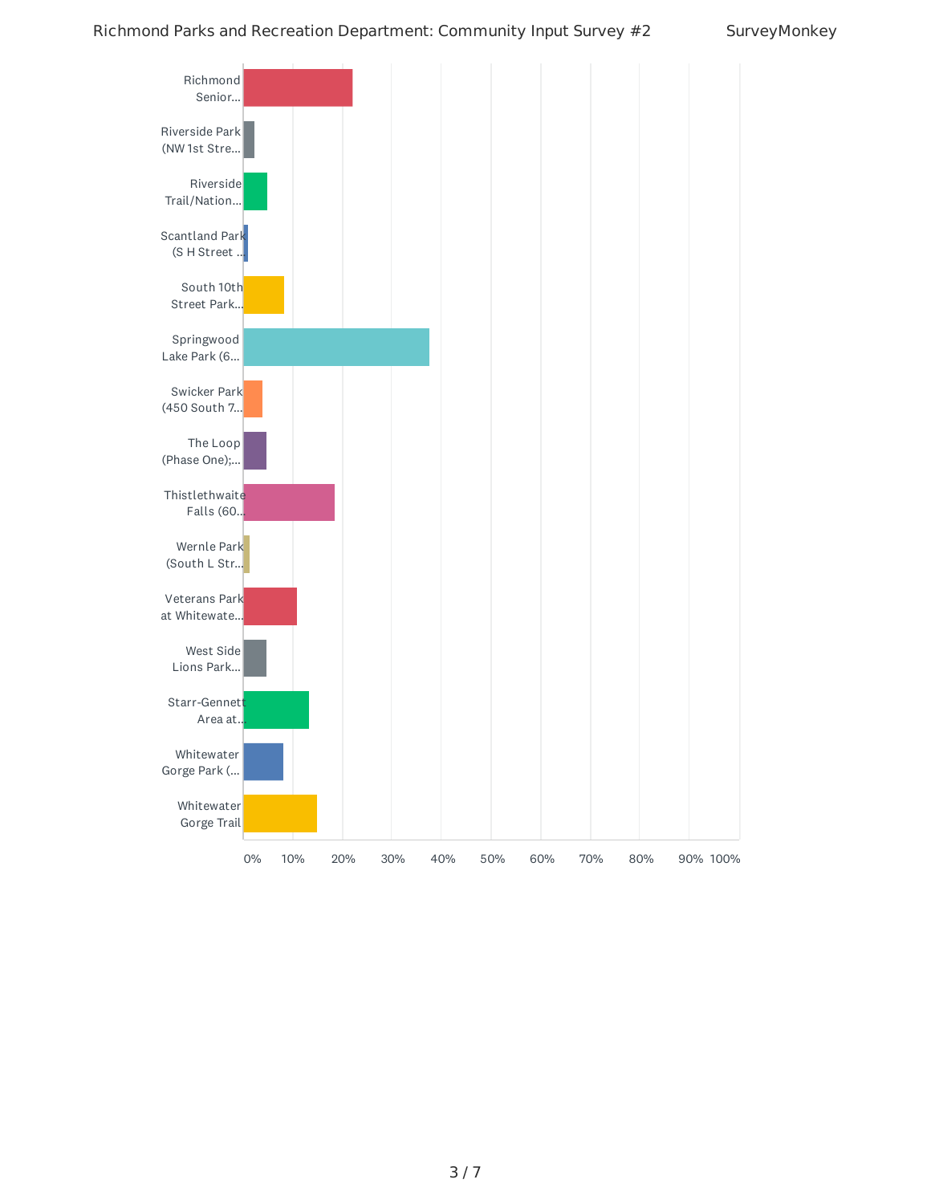| Park | Response |
| --- | --- |
| Richmond Senior... | ~22% |
| Riverside Park (NW 1st Stre... | ~2% |
| Riverside Trail/Nation... | ~5% |
| Scantland Park (S H Street ... | ~1% |
| South 10th Street Park... | ~8% |
| Springwood Lake Park (6... | ~38% |
| Swicker Park (450 South 7... | ~4% |
| The Loop (Phase One);... | ~5% |
| Thistlethwaite Falls (60... | ~18% |
| Wernle Park (South L Str... | ~1% |
| Veterans Park at Whitewate... | ~11% |
| West Side Lions Park... | ~5% |
| Starr-Gennett Area at... | ~13% |
| Whitewater Gorge Park (... | ~8% |
| Whitewater Gorge Trail | ~15% |

0% 10% 20% 30% 40% 50% 60% 70% 80% 90% 100%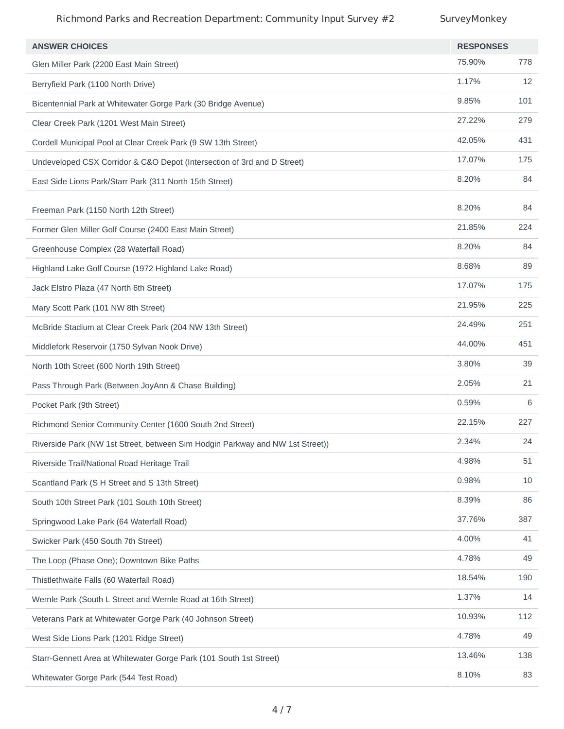| ANSWER CHOICES | RESPONSES | |
|---|---|---|
| Glen Miller Park (2200 East Main Street) | 75.90% | 778 |
| Berryfield Park (1100 North Drive) | 1.17% | 12 |
| Bicentennial Park at Whitewater Gorge Park (30 Bridge Avenue) | 9.85% | 101 |
| Clear Creek Park (1201 West Main Street) | 27.22% | 279 |
| Cordell Municipal Pool at Clear Creek Park (9 SW 13th Street) | 42.05% | 431 |
| Undeveloped CSX Corridor & C&O Depot (Intersection of 3rd and D Street) | 17.07% | 175 |
| East Side Lions Park/Starr Park (311 North 15th Street) | 8.20% | 84 |
| Freeman Park (1150 North 12th Street) | 8.20% | 84 |
| Former Glen Miller Golf Course (2400 East Main Street) | 21.85% | 224 |
| Greenhouse Complex (28 Waterfall Road) | 8.20% | 84 |
| Highland Lake Golf Course (1972 Highland Lake Road) | 8.68% | 89 |
| Jack Elstro Plaza (47 North 6th Street) | 17.07% | 175 |
| Mary Scott Park (101 NW 8th Street) | 21.95% | 225 |
| McBride Stadium at Clear Creek Park (204 NW 13th Street) | 24.49% | 251 |
| Middlefork Reservoir (1750 Sylvan Nook Drive) | 44.00% | 451 |
| North 10th Street (600 North 19th Street) | 3.80% | 39 |
| Pass Through Park (Between JoyAnn & Chase Building) | 2.05% | 21 |
| Pocket Park (9th Street) | 0.59% | 6 |
| Richmond Senior Community Center (1600 South 2nd Street) | 22.15% | 227 |
| Riverside Park (NW 1st Street, between Sim Hodgin Parkway and NW 1st Street)) | 2.34% | 24 |
| Riverside Trail/National Road Heritage Trail | 4.98% | 51 |
| Scantland Park (S H Street and S 13th Street) | 0.98% | 10 |
| South 10th Street Park (101 South 10th Street) | 8.39% | 86 |
| Springwood Lake Park (64 Waterfall Road) | 37.76% | 387 |
| Swicker Park (450 South 7th Street) | 4.00% | 41 |
| The Loop (Phase One); Downtown Bike Paths | 4.78% | 49 |
| Thistlethwaite Falls (60 Waterfall Road) | 18.54% | 190 |
| Wernle Park (South L Street and Wernle Road at 16th Street) | 1.37% | 14 |
| Veterans Park at Whitewater Gorge Park (40 Johnson Street) | 10.93% | 112 |
| West Side Lions Park (1201 Ridge Street) | 4.78% | 49 |
| Starr-Gennett Area at Whitewater Gorge Park (101 South 1st Street) | 13.46% | 138 |
| Whitewater Gorge Park (544 Test Road) | 8.10% | 83 |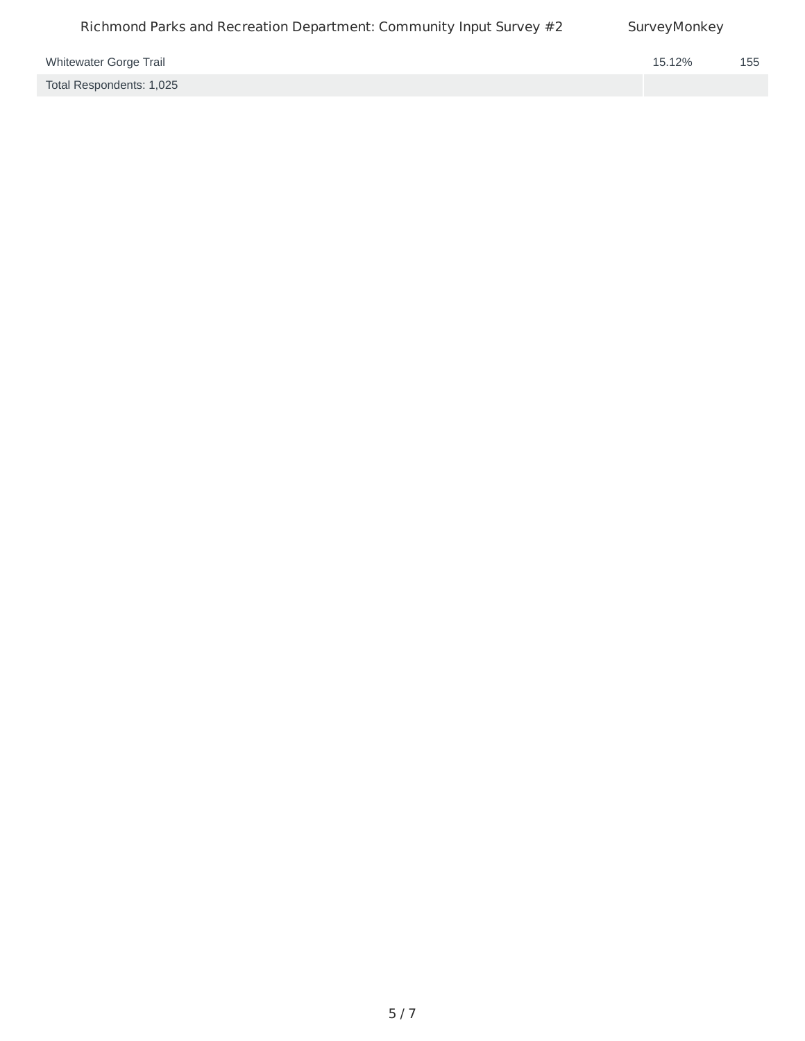| | | |
|---|---|---|
| Whitewater Gorge Trail | 15.12% | 155 |
| Total Respondents: 1,025 | | |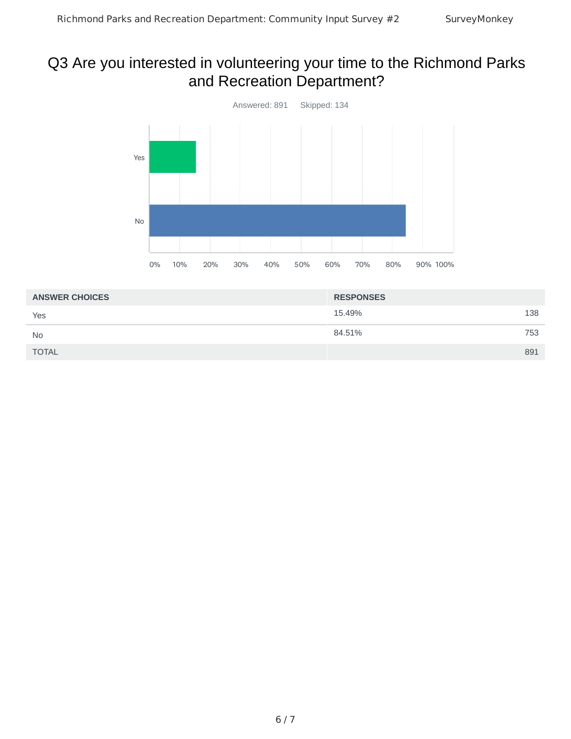# Q3 Are you interested in volunteering your time to the Richmond Parks and Recreation Department?

Answered: 891 Skipped: 134

| ANSWER CHOICES | RESPONSES | |
|---|---|---|
| Yes | 15.49% | 138 |
| No | 84.51% | 753 |
| TOTAL | | 891 |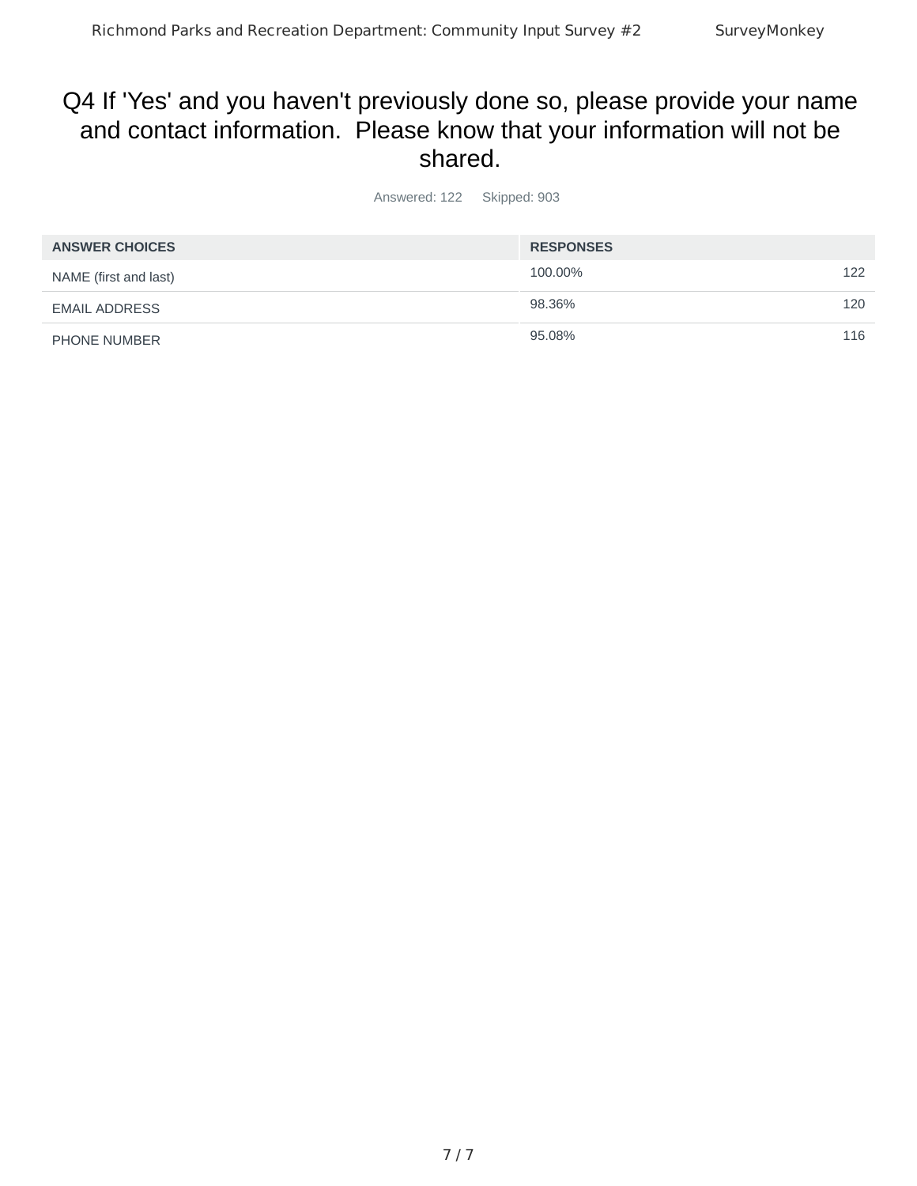## Q4 If 'Yes' and you haven't previously done so, please provide your name and contact information. Please know that your information will not be shared.

Answered: 122 Skipped: 903

| ANSWER CHOICES | RESPONSES | |
|---|---|---|
| NAME (first and last) | 100.00% | 122 |
| EMAIL ADDRESS | 98.36% | 120 |
| PHONE NUMBER | 95.08% | 116 |